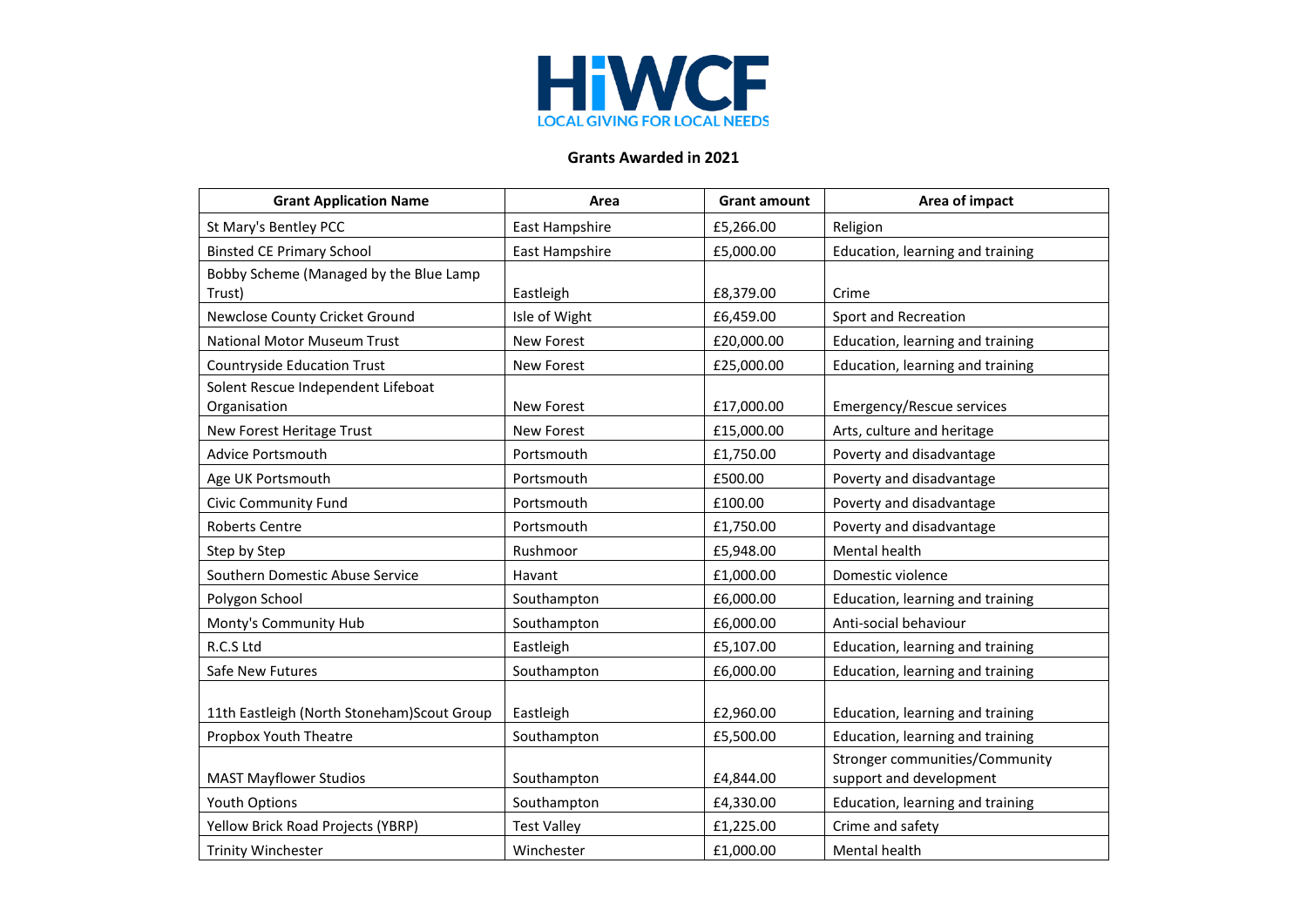HiWCF

LOCAL GIVING FOR LOCAL NEEDS

## Grants Awarded in 2021

| Grant Application Name | Area | Grant amount | Area of impact |
|---|---|---|---|
| St Mary's Bentley PCC | East Hampshire | £5,266.00 | Religion |
| Binsted CE Primary School | East Hampshire | £5,000.00 | Education, learning and training |
| Bobby Scheme (Managed by the Blue Lamp Trust) | Eastleigh | £8,379.00 | Crime |
| Newclose County Cricket Ground | Isle of Wight | £6,459.00 | Sport and Recreation |
| National Motor Museum Trust | New Forest | £20,000.00 | Education, learning and training |
| Countryside Education Trust | New Forest | £25,000.00 | Education, learning and training |
| Solent Rescue Independent Lifeboat Organisation | New Forest | £17,000.00 | Emergency/Rescue services |
| New Forest Heritage Trust | New Forest | £15,000.00 | Arts, culture and heritage |
| Advice Portsmouth | Portsmouth | £1,750.00 | Poverty and disadvantage |
| Age UK Portsmouth | Portsmouth | £500.00 | Poverty and disadvantage |
| Civic Community Fund | Portsmouth | £100.00 | Poverty and disadvantage |
| Roberts Centre | Portsmouth | £1,750.00 | Poverty and disadvantage |
| Step by Step | Rushmoor | £5,948.00 | Mental health |
| Southern Domestic Abuse Service | Havant | £1,000.00 | Domestic violence |
| Polygon School | Southampton | £6,000.00 | Education, learning and training |
| Monty's Community Hub | Southampton | £6,000.00 | Anti-social behaviour |
| R.C.S Ltd | Eastleigh | £5,107.00 | Education, learning and training |
| Safe New Futures | Southampton | £6,000.00 | Education, learning and training |
| 11th Eastleigh (North Stoneham)Scout Group | Eastleigh | £2,960.00 | Education, learning and training |
| Propbox Youth Theatre | Southampton | £5,500.00 | Education, learning and training |
| MAST Mayflower Studios | Southampton | £4,844.00 | Stronger communities/Community support and development |
| Youth Options | Southampton | £4,330.00 | Education, learning and training |
| Yellow Brick Road Projects (YBRP) | Test Valley | £1,225.00 | Crime and safety |
| Trinity Winchester | Winchester | £1,000.00 | Mental health |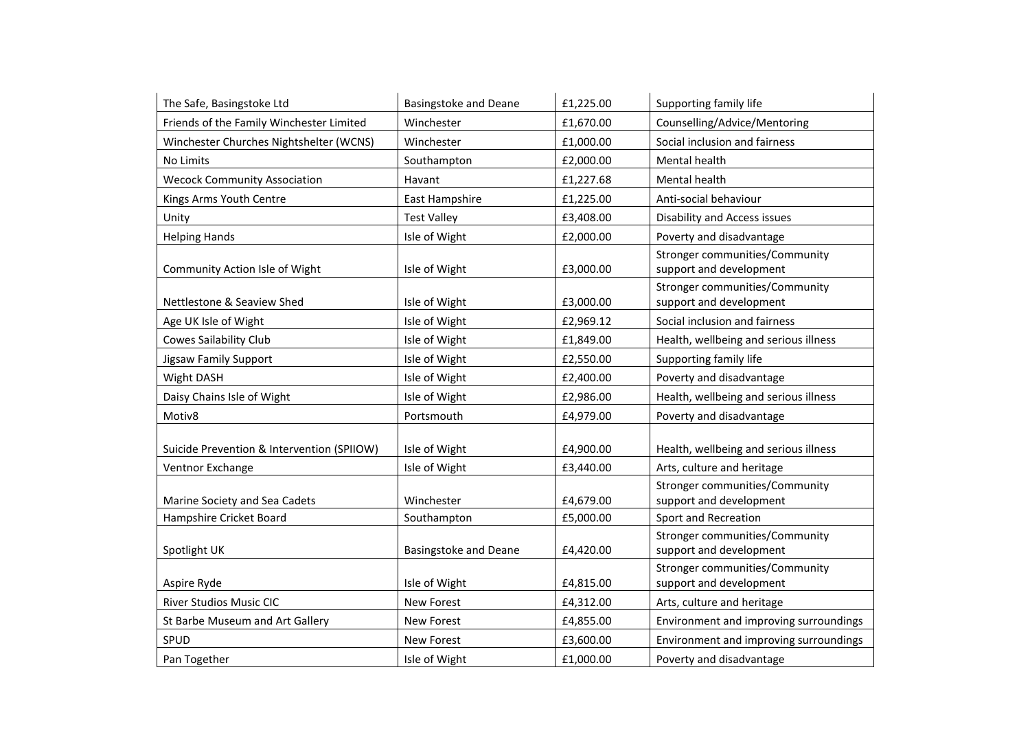| The Safe, Basingstoke Ltd | Basingstoke and Deane | £1,225.00 | Supporting family life |
|---|---|---|---|
| Friends of the Family Winchester Limited | Winchester | £1,670.00 | Counselling/Advice/Mentoring |
| Winchester Churches Nightshelter (WCNS) | Winchester | £1,000.00 | Social inclusion and fairness |
| No Limits | Southampton | £2,000.00 | Mental health |
| Wecock Community Association | Havant | £1,227.68 | Mental health |
| Kings Arms Youth Centre | East Hampshire | £1,225.00 | Anti-social behaviour |
| Unity | Test Valley | £3,408.00 | Disability and Access issues |
| Helping Hands | Isle of Wight | £2,000.00 | Poverty and disadvantage |
| Community Action Isle of Wight | Isle of Wight | £3,000.00 | Stronger communities/Community support and development |
| Nettlestone & Seaview Shed | Isle of Wight | £3,000.00 | Stronger communities/Community support and development |
| Age UK Isle of Wight | Isle of Wight | £2,969.12 | Social inclusion and fairness |
| Cowes Sailability Club | Isle of Wight | £1,849.00 | Health, wellbeing and serious illness |
| Jigsaw Family Support | Isle of Wight | £2,550.00 | Supporting family life |
| Wight DASH | Isle of Wight | £2,400.00 | Poverty and disadvantage |
| Daisy Chains Isle of Wight | Isle of Wight | £2,986.00 | Health, wellbeing and serious illness |
| Motiv8 | Portsmouth | £4,979.00 | Poverty and disadvantage |
| Suicide Prevention & Intervention (SPIIOW) | Isle of Wight | £4,900.00 | Health, wellbeing and serious illness |
| Ventnor Exchange | Isle of Wight | £3,440.00 | Arts, culture and heritage |
| Marine Society and Sea Cadets | Winchester | £4,679.00 | Stronger communities/Community support and development |
| Hampshire Cricket Board | Southampton | £5,000.00 | Sport and Recreation |
| Spotlight UK | Basingstoke and Deane | £4,420.00 | Stronger communities/Community support and development |
| Aspire Ryde | Isle of Wight | £4,815.00 | Stronger communities/Community support and development |
| River Studios Music CIC | New Forest | £4,312.00 | Arts, culture and heritage |
| St Barbe Museum and Art Gallery | New Forest | £4,855.00 | Environment and improving surroundings |
| SPUD | New Forest | £3,600.00 | Environment and improving surroundings |
| Pan Together | Isle of Wight | £1,000.00 | Poverty and disadvantage |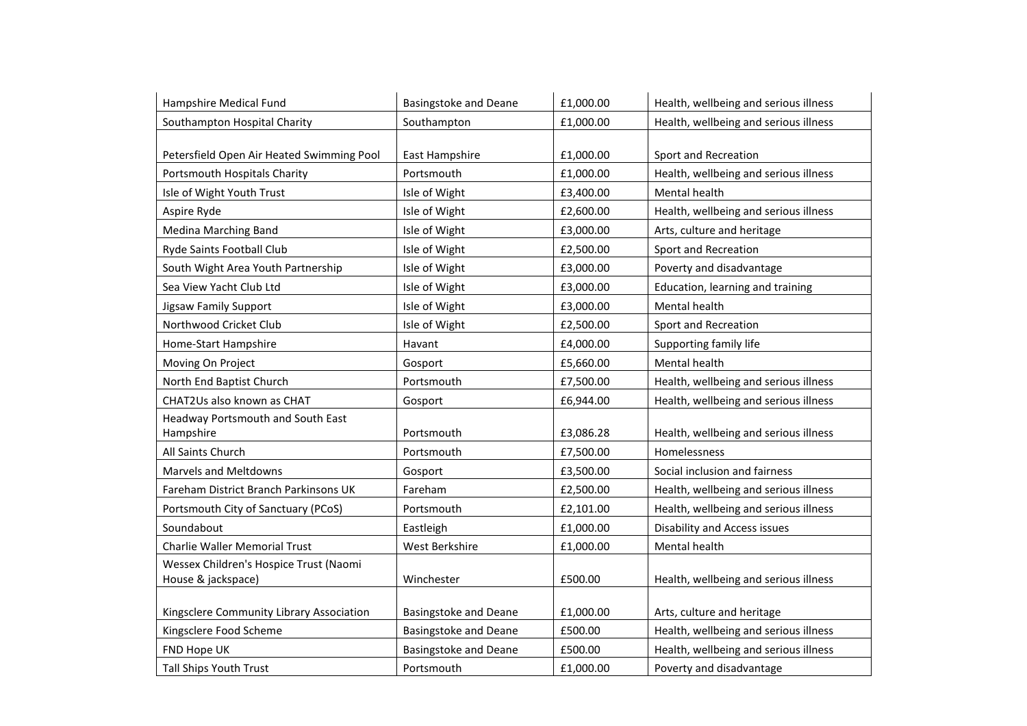| Hampshire Medical Fund | Basingstoke and Deane | £1,000.00 | Health, wellbeing and serious illness |
|---|---|---|---|
| Southampton Hospital Charity | Southampton | £1,000.00 | Health, wellbeing and serious illness |
| Petersfield Open Air Heated Swimming Pool | East Hampshire | £1,000.00 | Sport and Recreation |
| Portsmouth Hospitals Charity | Portsmouth | £1,000.00 | Health, wellbeing and serious illness |
| Isle of Wight Youth Trust | Isle of Wight | £3,400.00 | Mental health |
| Aspire Ryde | Isle of Wight | £2,600.00 | Health, wellbeing and serious illness |
| Medina Marching Band | Isle of Wight | £3,000.00 | Arts, culture and heritage |
| Ryde Saints Football Club | Isle of Wight | £2,500.00 | Sport and Recreation |
| South Wight Area Youth Partnership | Isle of Wight | £3,000.00 | Poverty and disadvantage |
| Sea View Yacht Club Ltd | Isle of Wight | £3,000.00 | Education, learning and training |
| Jigsaw Family Support | Isle of Wight | £3,000.00 | Mental health |
| Northwood Cricket Club | Isle of Wight | £2,500.00 | Sport and Recreation |
| Home-Start Hampshire | Havant | £4,000.00 | Supporting family life |
| Moving On Project | Gosport | £5,660.00 | Mental health |
| North End Baptist Church | Portsmouth | £7,500.00 | Health, wellbeing and serious illness |
| CHAT2Us also known as CHAT | Gosport | £6,944.00 | Health, wellbeing and serious illness |
| Headway Portsmouth and South East Hampshire | Portsmouth | £3,086.28 | Health, wellbeing and serious illness |
| All Saints Church | Portsmouth | £7,500.00 | Homelessness |
| Marvels and Meltdowns | Gosport | £3,500.00 | Social inclusion and fairness |
| Fareham District Branch Parkinsons UK | Fareham | £2,500.00 | Health, wellbeing and serious illness |
| Portsmouth City of Sanctuary (PCoS) | Portsmouth | £2,101.00 | Health, wellbeing and serious illness |
| Soundabout | Eastleigh | £1,000.00 | Disability and Access issues |
| Charlie Waller Memorial Trust | West Berkshire | £1,000.00 | Mental health |
| Wessex Children's Hospice Trust (Naomi House & jackspace) | Winchester | £500.00 | Health, wellbeing and serious illness |
| Kingsclere Community Library Association | Basingstoke and Deane | £1,000.00 | Arts, culture and heritage |
| Kingsclere Food Scheme | Basingstoke and Deane | £500.00 | Health, wellbeing and serious illness |
| FND Hope UK | Basingstoke and Deane | £500.00 | Health, wellbeing and serious illness |
| Tall Ships Youth Trust | Portsmouth | £1,000.00 | Poverty and disadvantage |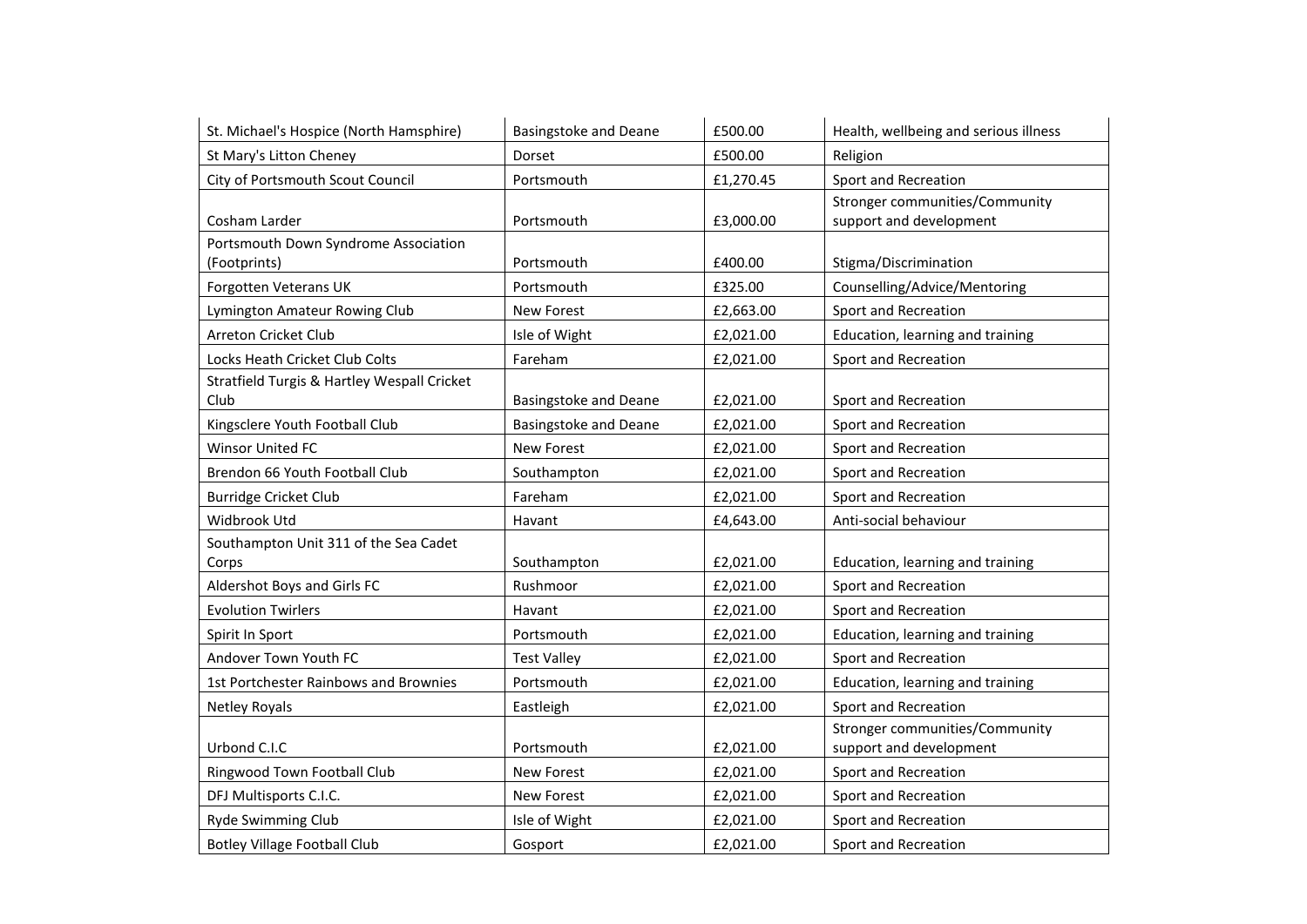| | | | |
|---|---|---|---|
| St. Michael's Hospice (North Hamsphire) | Basingstoke and Deane | £500.00 | Health, wellbeing and serious illness |
| St Mary's Litton Cheney | Dorset | £500.00 | Religion |
| City of Portsmouth Scout Council | Portsmouth | £1,270.45 | Sport and Recreation |
| Cosham Larder | Portsmouth | £3,000.00 | Stronger communities/Community support and development |
| Portsmouth Down Syndrome Association (Footprints) | Portsmouth | £400.00 | Stigma/Discrimination |
| Forgotten Veterans UK | Portsmouth | £325.00 | Counselling/Advice/Mentoring |
| Lymington Amateur Rowing Club | New Forest | £2,663.00 | Sport and Recreation |
| Arreton Cricket Club | Isle of Wight | £2,021.00 | Education, learning and training |
| Locks Heath Cricket Club Colts | Fareham | £2,021.00 | Sport and Recreation |
| Stratfield Turgis & Hartley Wespall Cricket Club | Basingstoke and Deane | £2,021.00 | Sport and Recreation |
| Kingsclere Youth Football Club | Basingstoke and Deane | £2,021.00 | Sport and Recreation |
| Winsor United FC | New Forest | £2,021.00 | Sport and Recreation |
| Brendon 66 Youth Football Club | Southampton | £2,021.00 | Sport and Recreation |
| Burridge Cricket Club | Fareham | £2,021.00 | Sport and Recreation |
| Widbrook Utd | Havant | £4,643.00 | Anti-social behaviour |
| Southampton Unit 311 of the Sea Cadet Corps | Southampton | £2,021.00 | Education, learning and training |
| Aldershot Boys and Girls FC | Rushmoor | £2,021.00 | Sport and Recreation |
| Evolution Twirlers | Havant | £2,021.00 | Sport and Recreation |
| Spirit In Sport | Portsmouth | £2,021.00 | Education, learning and training |
| Andover Town Youth FC | Test Valley | £2,021.00 | Sport and Recreation |
| 1st Portchester Rainbows and Brownies | Portsmouth | £2,021.00 | Education, learning and training |
| Netley Royals | Eastleigh | £2,021.00 | Sport and Recreation |
| Urbond C.I.C | Portsmouth | £2,021.00 | Stronger communities/Community support and development |
| Ringwood Town Football Club | New Forest | £2,021.00 | Sport and Recreation |
| DFJ Multisports C.I.C. | New Forest | £2,021.00 | Sport and Recreation |
| Ryde Swimming Club | Isle of Wight | £2,021.00 | Sport and Recreation |
| Botley Village Football Club | Gosport | £2,021.00 | Sport and Recreation |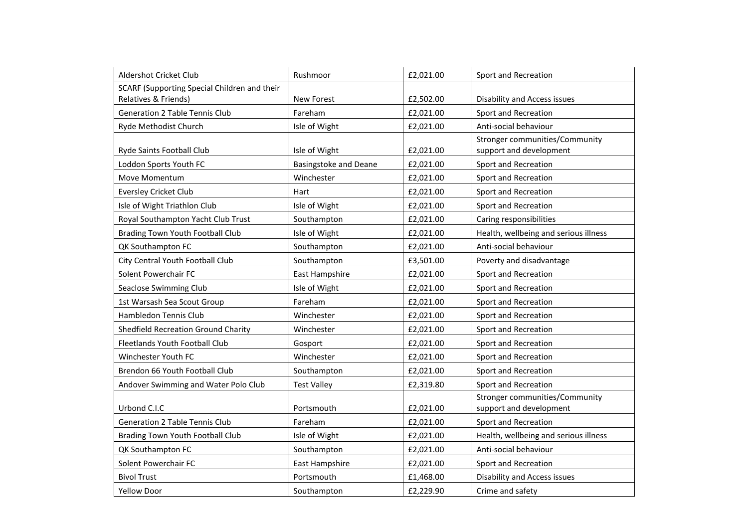| Aldershot Cricket Club | Rushmoor | £2,021.00 | Sport and Recreation |
|---|---|---|---|
| SCARF (Supporting Special Children and their Relatives & Friends) | New Forest | £2,502.00 | Disability and Access issues |
| Generation 2 Table Tennis Club | Fareham | £2,021.00 | Sport and Recreation |
| Ryde Methodist Church | Isle of Wight | £2,021.00 | Anti-social behaviour |
| Ryde Saints Football Club | Isle of Wight | £2,021.00 | Stronger communities/Community support and development |
| Loddon Sports Youth FC | Basingstoke and Deane | £2,021.00 | Sport and Recreation |
| Move Momentum | Winchester | £2,021.00 | Sport and Recreation |
| Eversley Cricket Club | Hart | £2,021.00 | Sport and Recreation |
| Isle of Wight Triathlon Club | Isle of Wight | £2,021.00 | Sport and Recreation |
| Royal Southampton Yacht Club Trust | Southampton | £2,021.00 | Caring responsibilities |
| Brading Town Youth Football Club | Isle of Wight | £2,021.00 | Health, wellbeing and serious illness |
| QK Southampton FC | Southampton | £2,021.00 | Anti-social behaviour |
| City Central Youth Football Club | Southampton | £3,501.00 | Poverty and disadvantage |
| Solent Powerchair FC | East Hampshire | £2,021.00 | Sport and Recreation |
| Seaclose Swimming Club | Isle of Wight | £2,021.00 | Sport and Recreation |
| 1st Warsash Sea Scout Group | Fareham | £2,021.00 | Sport and Recreation |
| Hambledon Tennis Club | Winchester | £2,021.00 | Sport and Recreation |
| Shedfield Recreation Ground Charity | Winchester | £2,021.00 | Sport and Recreation |
| Fleetlands Youth Football Club | Gosport | £2,021.00 | Sport and Recreation |
| Winchester Youth FC | Winchester | £2,021.00 | Sport and Recreation |
| Brendon 66 Youth Football Club | Southampton | £2,021.00 | Sport and Recreation |
| Andover Swimming and Water Polo Club | Test Valley | £2,319.80 | Sport and Recreation |
| Urbond C.I.C | Portsmouth | £2,021.00 | Stronger communities/Community support and development |
| Generation 2 Table Tennis Club | Fareham | £2,021.00 | Sport and Recreation |
| Brading Town Youth Football Club | Isle of Wight | £2,021.00 | Health, wellbeing and serious illness |
| QK Southampton FC | Southampton | £2,021.00 | Anti-social behaviour |
| Solent Powerchair FC | East Hampshire | £2,021.00 | Sport and Recreation |
| Bivol Trust | Portsmouth | £1,468.00 | Disability and Access issues |
| Yellow Door | Southampton | £2,229.90 | Crime and safety |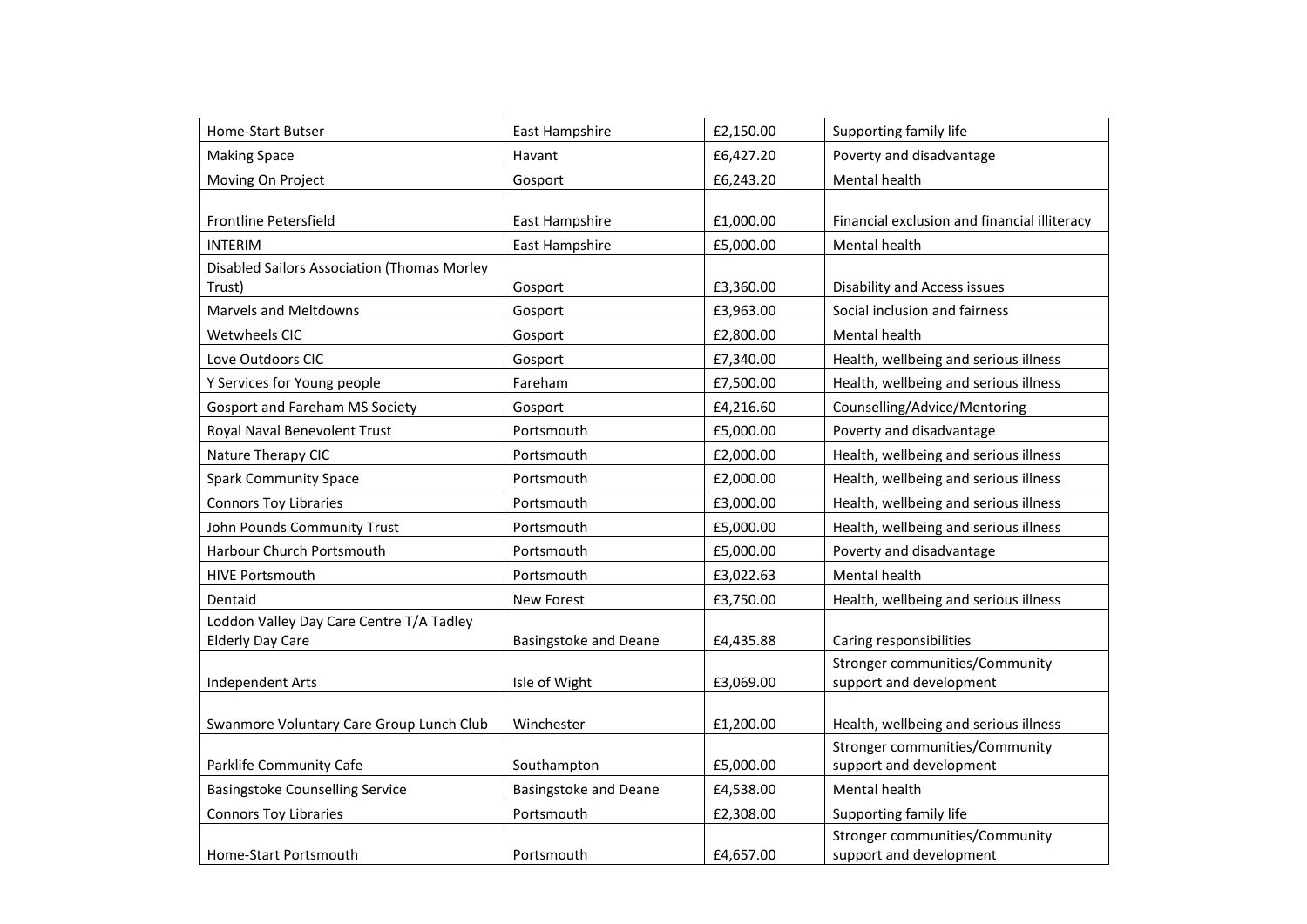| | | | |
|---|---|---|---|
| Home-Start Butser | East Hampshire | £2,150.00 | Supporting family life |
| Making Space | Havant | £6,427.20 | Poverty and disadvantage |
| Moving On Project | Gosport | £6,243.20 | Mental health |
| Frontline Petersfield | East Hampshire | £1,000.00 | Financial exclusion and financial illiteracy |
| INTERIM | East Hampshire | £5,000.00 | Mental health |
| Disabled Sailors Association (Thomas Morley Trust) | Gosport | £3,360.00 | Disability and Access issues |
| Marvels and Meltdowns | Gosport | £3,963.00 | Social inclusion and fairness |
| Wetwheels CIC | Gosport | £2,800.00 | Mental health |
| Love Outdoors CIC | Gosport | £7,340.00 | Health, wellbeing and serious illness |
| Y Services for Young people | Fareham | £7,500.00 | Health, wellbeing and serious illness |
| Gosport and Fareham MS Society | Gosport | £4,216.60 | Counselling/Advice/Mentoring |
| Royal Naval Benevolent Trust | Portsmouth | £5,000.00 | Poverty and disadvantage |
| Nature Therapy CIC | Portsmouth | £2,000.00 | Health, wellbeing and serious illness |
| Spark Community Space | Portsmouth | £2,000.00 | Health, wellbeing and serious illness |
| Connors Toy Libraries | Portsmouth | £3,000.00 | Health, wellbeing and serious illness |
| John Pounds Community Trust | Portsmouth | £5,000.00 | Health, wellbeing and serious illness |
| Harbour Church Portsmouth | Portsmouth | £5,000.00 | Poverty and disadvantage |
| HIVE Portsmouth | Portsmouth | £3,022.63 | Mental health |
| Dentaid | New Forest | £3,750.00 | Health, wellbeing and serious illness |
| Loddon Valley Day Care Centre T/A Tadley Elderly Day Care | Basingstoke and Deane | £4,435.88 | Caring responsibilities |
| Independent Arts | Isle of Wight | £3,069.00 | Stronger communities/Community support and development |
| Swanmore Voluntary Care Group Lunch Club | Winchester | £1,200.00 | Health, wellbeing and serious illness |
| Parklife Community Cafe | Southampton | £5,000.00 | Stronger communities/Community support and development |
| Basingstoke Counselling Service | Basingstoke and Deane | £4,538.00 | Mental health |
| Connors Toy Libraries | Portsmouth | £2,308.00 | Supporting family life |
| Home-Start Portsmouth | Portsmouth | £4,657.00 | Stronger communities/Community support and development |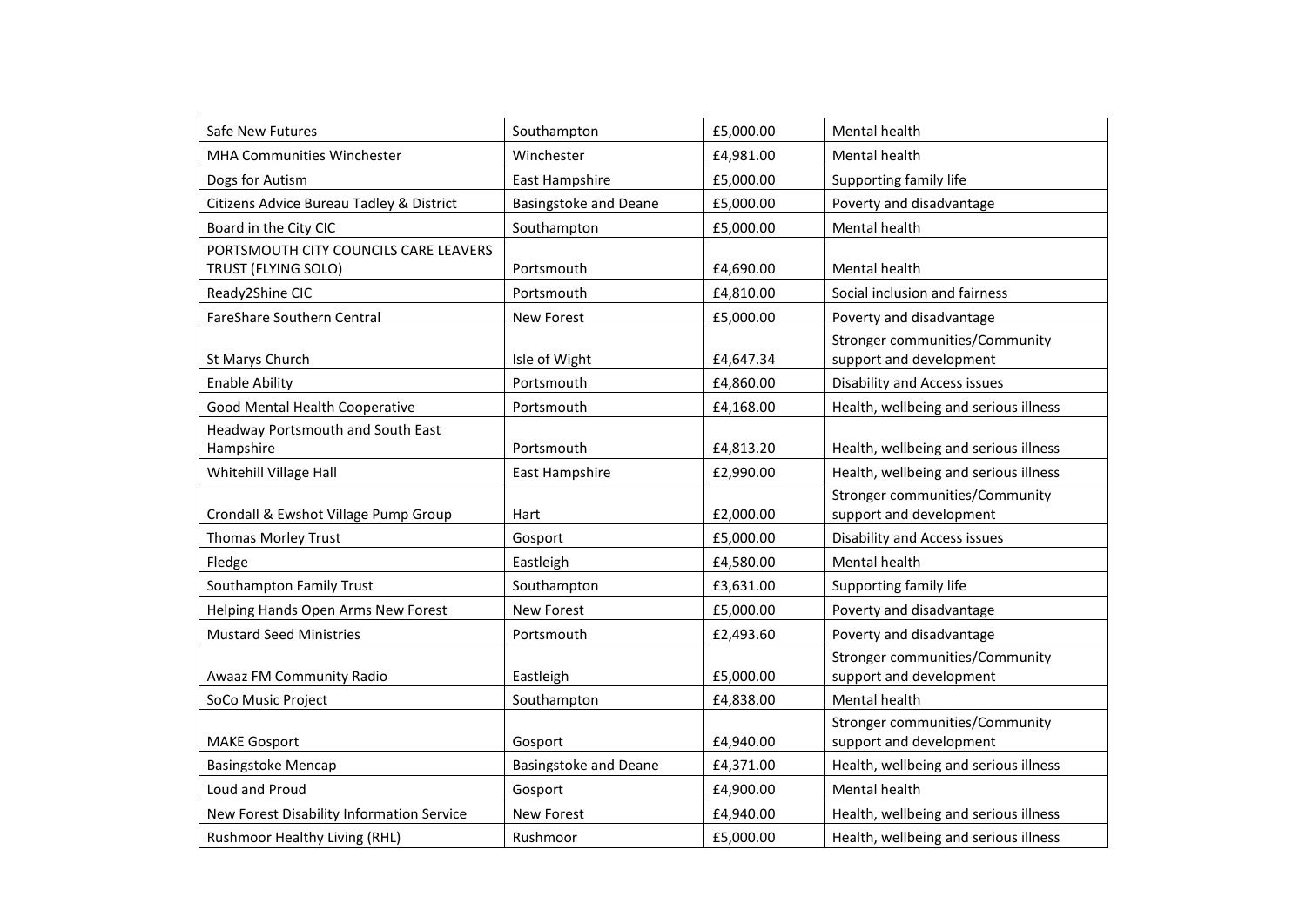| | | | |
|---|---|---|---|
| Safe New Futures | Southampton | £5,000.00 | Mental health |
| MHA Communities Winchester | Winchester | £4,981.00 | Mental health |
| Dogs for Autism | East Hampshire | £5,000.00 | Supporting family life |
| Citizens Advice Bureau Tadley & District | Basingstoke and Deane | £5,000.00 | Poverty and disadvantage |
| Board in the City CIC | Southampton | £5,000.00 | Mental health |
| PORTSMOUTH CITY COUNCILS CARE LEAVERS TRUST (FLYING SOLO) | Portsmouth | £4,690.00 | Mental health |
| Ready2Shine CIC | Portsmouth | £4,810.00 | Social inclusion and fairness |
| FareShare Southern Central | New Forest | £5,000.00 | Poverty and disadvantage |
| St Marys Church | Isle of Wight | £4,647.34 | Stronger communities/Community support and development |
| Enable Ability | Portsmouth | £4,860.00 | Disability and Access issues |
| Good Mental Health Cooperative | Portsmouth | £4,168.00 | Health, wellbeing and serious illness |
| Headway Portsmouth and South East Hampshire | Portsmouth | £4,813.20 | Health, wellbeing and serious illness |
| Whitehill Village Hall | East Hampshire | £2,990.00 | Health, wellbeing and serious illness |
| Crondall & Ewshot Village Pump Group | Hart | £2,000.00 | Stronger communities/Community support and development |
| Thomas Morley Trust | Gosport | £5,000.00 | Disability and Access issues |
| Fledge | Eastleigh | £4,580.00 | Mental health |
| Southampton Family Trust | Southampton | £3,631.00 | Supporting family life |
| Helping Hands Open Arms New Forest | New Forest | £5,000.00 | Poverty and disadvantage |
| Mustard Seed Ministries | Portsmouth | £2,493.60 | Poverty and disadvantage |
| Awaaz FM Community Radio | Eastleigh | £5,000.00 | Stronger communities/Community support and development |
| SoCo Music Project | Southampton | £4,838.00 | Mental health |
| MAKE Gosport | Gosport | £4,940.00 | Stronger communities/Community support and development |
| Basingstoke Mencap | Basingstoke and Deane | £4,371.00 | Health, wellbeing and serious illness |
| Loud and Proud | Gosport | £4,900.00 | Mental health |
| New Forest Disability Information Service | New Forest | £4,940.00 | Health, wellbeing and serious illness |
| Rushmoor Healthy Living (RHL) | Rushmoor | £5,000.00 | Health, wellbeing and serious illness |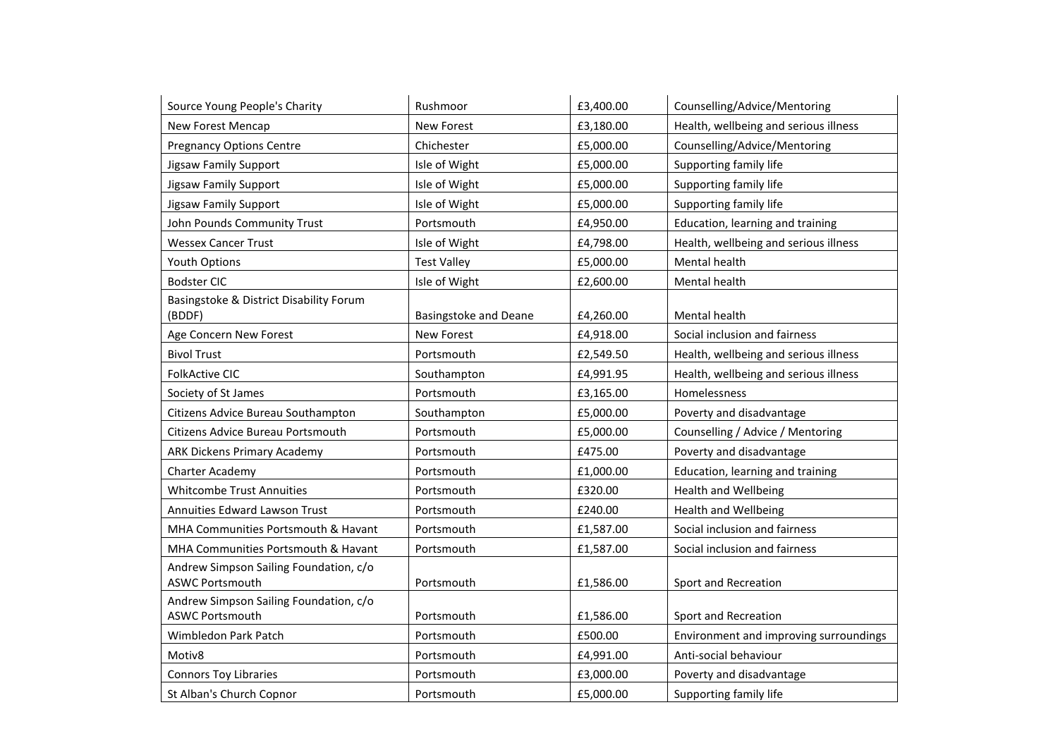| Source Young People's Charity | Rushmoor | £3,400.00 | Counselling/Advice/Mentoring |
|---|---|---|---|
| New Forest Mencap | New Forest | £3,180.00 | Health, wellbeing and serious illness |
| Pregnancy Options Centre | Chichester | £5,000.00 | Counselling/Advice/Mentoring |
| Jigsaw Family Support | Isle of Wight | £5,000.00 | Supporting family life |
| Jigsaw Family Support | Isle of Wight | £5,000.00 | Supporting family life |
| Jigsaw Family Support | Isle of Wight | £5,000.00 | Supporting family life |
| John Pounds Community Trust | Portsmouth | £4,950.00 | Education, learning and training |
| Wessex Cancer Trust | Isle of Wight | £4,798.00 | Health, wellbeing and serious illness |
| Youth Options | Test Valley | £5,000.00 | Mental health |
| Bodster CIC | Isle of Wight | £2,600.00 | Mental health |
| Basingstoke & District Disability Forum (BDDF) | Basingstoke and Deane | £4,260.00 | Mental health |
| Age Concern New Forest | New Forest | £4,918.00 | Social inclusion and fairness |
| Bivol Trust | Portsmouth | £2,549.50 | Health, wellbeing and serious illness |
| FolkActive CIC | Southampton | £4,991.95 | Health, wellbeing and serious illness |
| Society of St James | Portsmouth | £3,165.00 | Homelessness |
| Citizens Advice Bureau Southampton | Southampton | £5,000.00 | Poverty and disadvantage |
| Citizens Advice Bureau Portsmouth | Portsmouth | £5,000.00 | Counselling / Advice / Mentoring |
| ARK Dickens Primary Academy | Portsmouth | £475.00 | Poverty and disadvantage |
| Charter Academy | Portsmouth | £1,000.00 | Education, learning and training |
| Whitcombe Trust Annuities | Portsmouth | £320.00 | Health and Wellbeing |
| Annuities Edward Lawson Trust | Portsmouth | £240.00 | Health and Wellbeing |
| MHA Communities Portsmouth & Havant | Portsmouth | £1,587.00 | Social inclusion and fairness |
| MHA Communities Portsmouth & Havant | Portsmouth | £1,587.00 | Social inclusion and fairness |
| Andrew Simpson Sailing Foundation, c/o ASWC Portsmouth | Portsmouth | £1,586.00 | Sport and Recreation |
| Andrew Simpson Sailing Foundation, c/o ASWC Portsmouth | Portsmouth | £1,586.00 | Sport and Recreation |
| Wimbledon Park Patch | Portsmouth | £500.00 | Environment and improving surroundings |
| Motiv8 | Portsmouth | £4,991.00 | Anti-social behaviour |
| Connors Toy Libraries | Portsmouth | £3,000.00 | Poverty and disadvantage |
| St Alban's Church Copnor | Portsmouth | £5,000.00 | Supporting family life |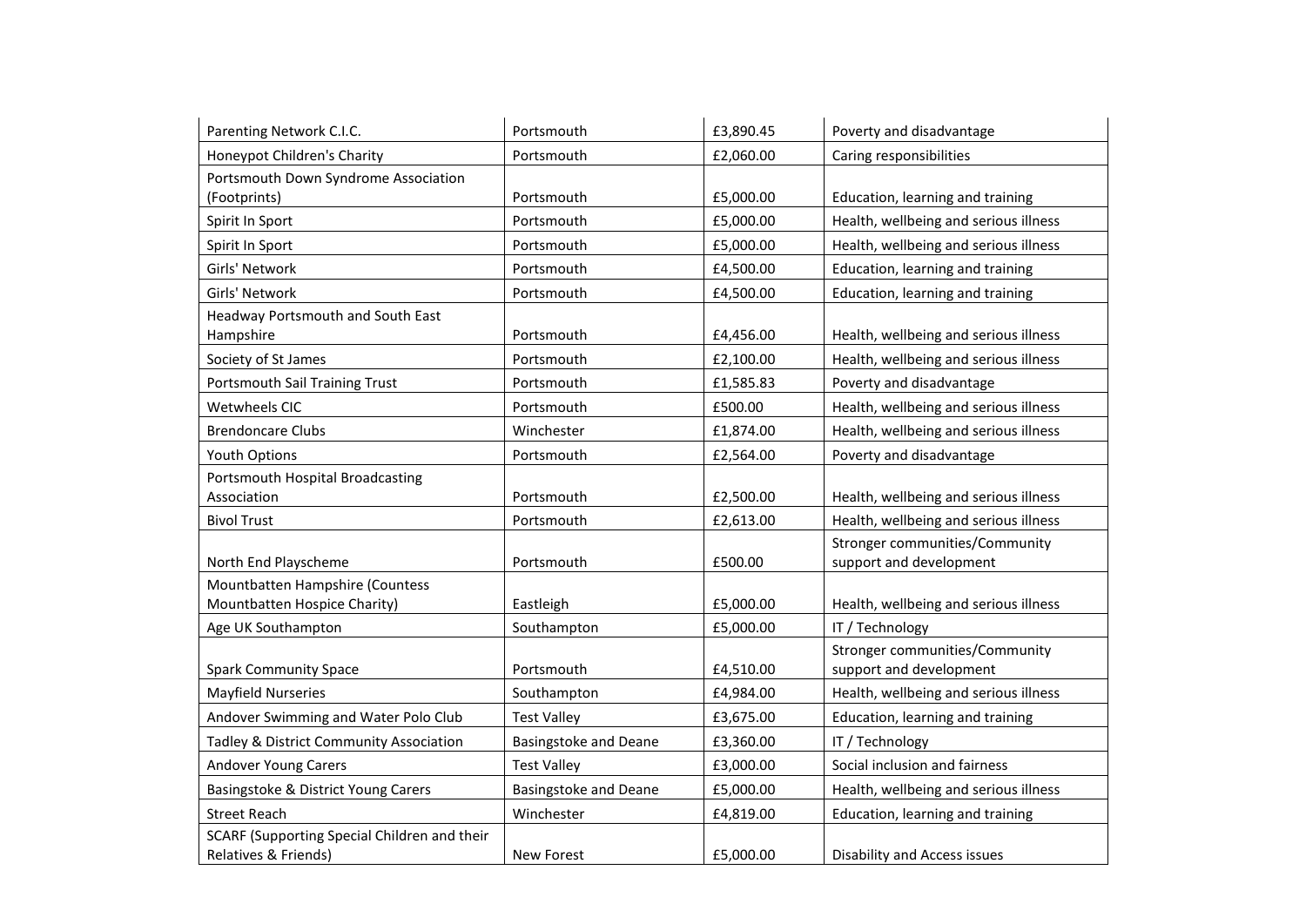| | | | |
|---|---|---|---|
| Parenting Network C.I.C. | Portsmouth | £3,890.45 | Poverty and disadvantage |
| Honeypot Children's Charity | Portsmouth | £2,060.00 | Caring responsibilities |
| Portsmouth Down Syndrome Association (Footprints) | Portsmouth | £5,000.00 | Education, learning and training |
| Spirit In Sport | Portsmouth | £5,000.00 | Health, wellbeing and serious illness |
| Spirit In Sport | Portsmouth | £5,000.00 | Health, wellbeing and serious illness |
| Girls' Network | Portsmouth | £4,500.00 | Education, learning and training |
| Girls' Network | Portsmouth | £4,500.00 | Education, learning and training |
| Headway Portsmouth and South East Hampshire | Portsmouth | £4,456.00 | Health, wellbeing and serious illness |
| Society of St James | Portsmouth | £2,100.00 | Health, wellbeing and serious illness |
| Portsmouth Sail Training Trust | Portsmouth | £1,585.83 | Poverty and disadvantage |
| Wetwheels CIC | Portsmouth | £500.00 | Health, wellbeing and serious illness |
| Brendoncare Clubs | Winchester | £1,874.00 | Health, wellbeing and serious illness |
| Youth Options | Portsmouth | £2,564.00 | Poverty and disadvantage |
| Portsmouth Hospital Broadcasting Association | Portsmouth | £2,500.00 | Health, wellbeing and serious illness |
| Bivol Trust | Portsmouth | £2,613.00 | Health, wellbeing and serious illness |
| North End Playscheme | Portsmouth | £500.00 | Stronger communities/Community support and development |
| Mountbatten Hampshire (Countess Mountbatten Hospice Charity) | Eastleigh | £5,000.00 | Health, wellbeing and serious illness |
| Age UK Southampton | Southampton | £5,000.00 | IT / Technology |
| Spark Community Space | Portsmouth | £4,510.00 | Stronger communities/Community support and development |
| Mayfield Nurseries | Southampton | £4,984.00 | Health, wellbeing and serious illness |
| Andover Swimming and Water Polo Club | Test Valley | £3,675.00 | Education, learning and training |
| Tadley & District Community Association | Basingstoke and Deane | £3,360.00 | IT / Technology |
| Andover Young Carers | Test Valley | £3,000.00 | Social inclusion and fairness |
| Basingstoke & District Young Carers | Basingstoke and Deane | £5,000.00 | Health, wellbeing and serious illness |
| Street Reach | Winchester | £4,819.00 | Education, learning and training |
| SCARF (Supporting Special Children and their Relatives & Friends) | New Forest | £5,000.00 | Disability and Access issues |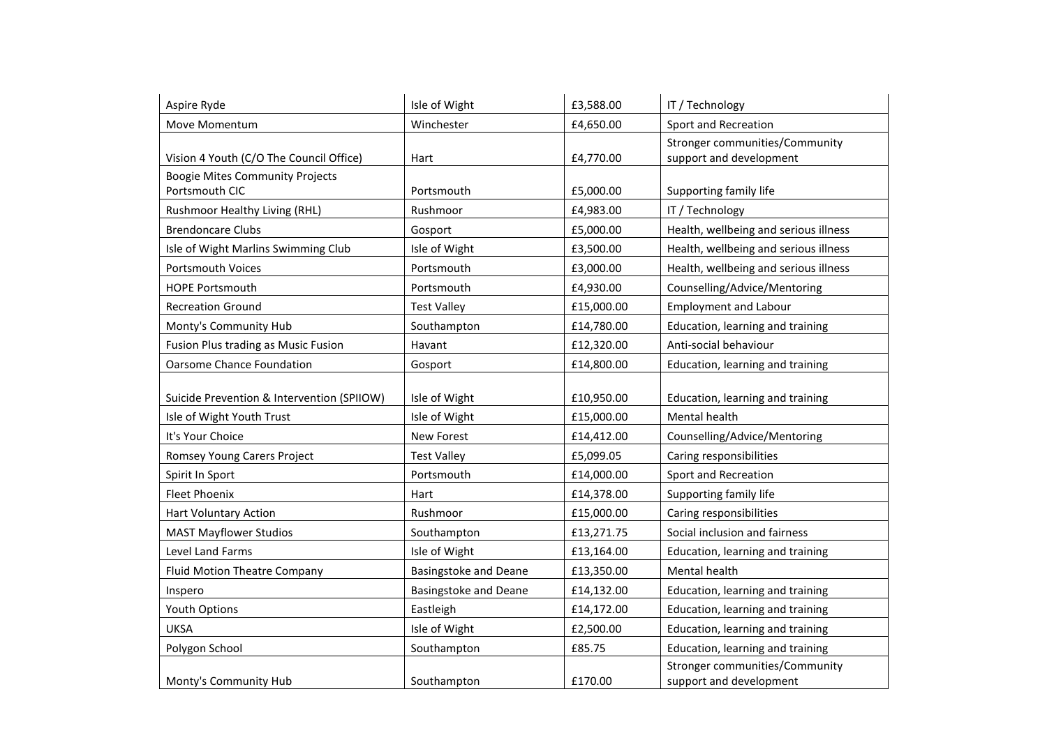| | | | |
|---|---|---|---|
| Aspire Ryde | Isle of Wight | £3,588.00 | IT / Technology |
| Move Momentum | Winchester | £4,650.00 | Sport and Recreation |
| Vision 4 Youth (C/O The Council Office) | Hart | £4,770.00 | Stronger communities/Community support and development |
| Boogie Mites Community Projects Portsmouth CIC | Portsmouth | £5,000.00 | Supporting family life |
| Rushmoor Healthy Living (RHL) | Rushmoor | £4,983.00 | IT / Technology |
| Brendoncare Clubs | Gosport | £5,000.00 | Health, wellbeing and serious illness |
| Isle of Wight Marlins Swimming Club | Isle of Wight | £3,500.00 | Health, wellbeing and serious illness |
| Portsmouth Voices | Portsmouth | £3,000.00 | Health, wellbeing and serious illness |
| HOPE Portsmouth | Portsmouth | £4,930.00 | Counselling/Advice/Mentoring |
| Recreation Ground | Test Valley | £15,000.00 | Employment and Labour |
| Monty's Community Hub | Southampton | £14,780.00 | Education, learning and training |
| Fusion Plus trading as Music Fusion | Havant | £12,320.00 | Anti-social behaviour |
| Oarsome Chance Foundation | Gosport | £14,800.00 | Education, learning and training |
| Suicide Prevention & Intervention (SPIIOW) | Isle of Wight | £10,950.00 | Education, learning and training |
| Isle of Wight Youth Trust | Isle of Wight | £15,000.00 | Mental health |
| It's Your Choice | New Forest | £14,412.00 | Counselling/Advice/Mentoring |
| Romsey Young Carers Project | Test Valley | £5,099.05 | Caring responsibilities |
| Spirit In Sport | Portsmouth | £14,000.00 | Sport and Recreation |
| Fleet Phoenix | Hart | £14,378.00 | Supporting family life |
| Hart Voluntary Action | Rushmoor | £15,000.00 | Caring responsibilities |
| MAST Mayflower Studios | Southampton | £13,271.75 | Social inclusion and fairness |
| Level Land Farms | Isle of Wight | £13,164.00 | Education, learning and training |
| Fluid Motion Theatre Company | Basingstoke and Deane | £13,350.00 | Mental health |
| Inspero | Basingstoke and Deane | £14,132.00 | Education, learning and training |
| Youth Options | Eastleigh | £14,172.00 | Education, learning and training |
| UKSA | Isle of Wight | £2,500.00 | Education, learning and training |
| Polygon School | Southampton | £85.75 | Education, learning and training |
| Monty's Community Hub | Southampton | £170.00 | Stronger communities/Community support and development |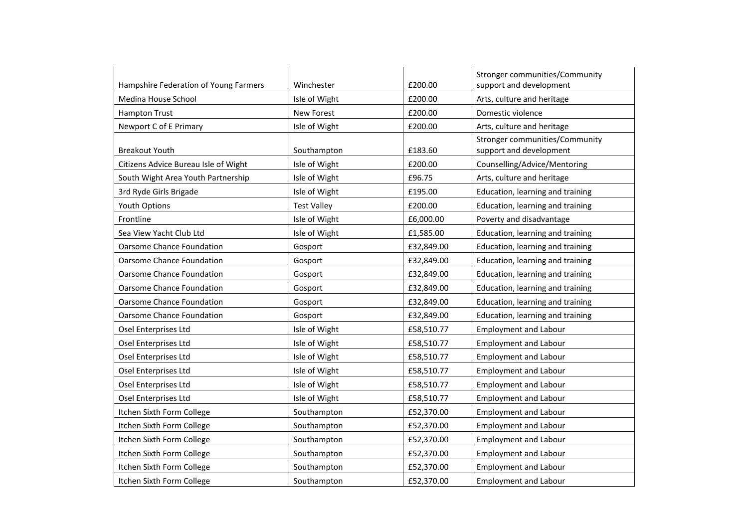| | | | |
|---|---|---|---|
| Hampshire Federation of Young Farmers | Winchester | £200.00 | Stronger communities/Community support and development |
| Medina House School | Isle of Wight | £200.00 | Arts, culture and heritage |
| Hampton Trust | New Forest | £200.00 | Domestic violence |
| Newport C of E Primary | Isle of Wight | £200.00 | Arts, culture and heritage |
| Breakout Youth | Southampton | £183.60 | Stronger communities/Community support and development |
| Citizens Advice Bureau Isle of Wight | Isle of Wight | £200.00 | Counselling/Advice/Mentoring |
| South Wight Area Youth Partnership | Isle of Wight | £96.75 | Arts, culture and heritage |
| 3rd Ryde Girls Brigade | Isle of Wight | £195.00 | Education, learning and training |
| Youth Options | Test Valley | £200.00 | Education, learning and training |
| Frontline | Isle of Wight | £6,000.00 | Poverty and disadvantage |
| Sea View Yacht Club Ltd | Isle of Wight | £1,585.00 | Education, learning and training |
| Oarsome Chance Foundation | Gosport | £32,849.00 | Education, learning and training |
| Oarsome Chance Foundation | Gosport | £32,849.00 | Education, learning and training |
| Oarsome Chance Foundation | Gosport | £32,849.00 | Education, learning and training |
| Oarsome Chance Foundation | Gosport | £32,849.00 | Education, learning and training |
| Oarsome Chance Foundation | Gosport | £32,849.00 | Education, learning and training |
| Oarsome Chance Foundation | Gosport | £32,849.00 | Education, learning and training |
| Osel Enterprises Ltd | Isle of Wight | £58,510.77 | Employment and Labour |
| Osel Enterprises Ltd | Isle of Wight | £58,510.77 | Employment and Labour |
| Osel Enterprises Ltd | Isle of Wight | £58,510.77 | Employment and Labour |
| Osel Enterprises Ltd | Isle of Wight | £58,510.77 | Employment and Labour |
| Osel Enterprises Ltd | Isle of Wight | £58,510.77 | Employment and Labour |
| Osel Enterprises Ltd | Isle of Wight | £58,510.77 | Employment and Labour |
| Itchen Sixth Form College | Southampton | £52,370.00 | Employment and Labour |
| Itchen Sixth Form College | Southampton | £52,370.00 | Employment and Labour |
| Itchen Sixth Form College | Southampton | £52,370.00 | Employment and Labour |
| Itchen Sixth Form College | Southampton | £52,370.00 | Employment and Labour |
| Itchen Sixth Form College | Southampton | £52,370.00 | Employment and Labour |
| Itchen Sixth Form College | Southampton | £52,370.00 | Employment and Labour |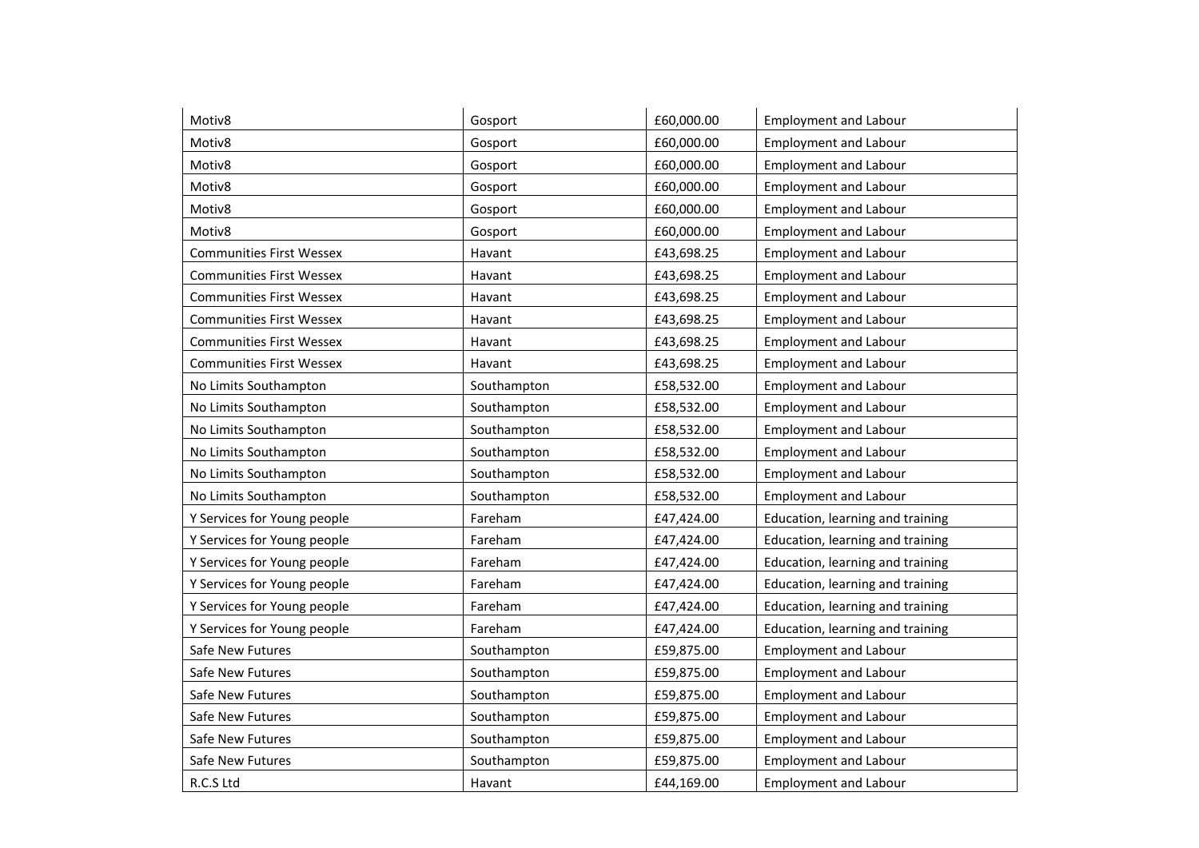| | | | |
|---|---|---|---|
| Motiv8 | Gosport | £60,000.00 | Employment and Labour |
| Motiv8 | Gosport | £60,000.00 | Employment and Labour |
| Motiv8 | Gosport | £60,000.00 | Employment and Labour |
| Motiv8 | Gosport | £60,000.00 | Employment and Labour |
| Motiv8 | Gosport | £60,000.00 | Employment and Labour |
| Motiv8 | Gosport | £60,000.00 | Employment and Labour |
| Communities First Wessex | Havant | £43,698.25 | Employment and Labour |
| Communities First Wessex | Havant | £43,698.25 | Employment and Labour |
| Communities First Wessex | Havant | £43,698.25 | Employment and Labour |
| Communities First Wessex | Havant | £43,698.25 | Employment and Labour |
| Communities First Wessex | Havant | £43,698.25 | Employment and Labour |
| Communities First Wessex | Havant | £43,698.25 | Employment and Labour |
| No Limits Southampton | Southampton | £58,532.00 | Employment and Labour |
| No Limits Southampton | Southampton | £58,532.00 | Employment and Labour |
| No Limits Southampton | Southampton | £58,532.00 | Employment and Labour |
| No Limits Southampton | Southampton | £58,532.00 | Employment and Labour |
| No Limits Southampton | Southampton | £58,532.00 | Employment and Labour |
| No Limits Southampton | Southampton | £58,532.00 | Employment and Labour |
| Y Services for Young people | Fareham | £47,424.00 | Education, learning and training |
| Y Services for Young people | Fareham | £47,424.00 | Education, learning and training |
| Y Services for Young people | Fareham | £47,424.00 | Education, learning and training |
| Y Services for Young people | Fareham | £47,424.00 | Education, learning and training |
| Y Services for Young people | Fareham | £47,424.00 | Education, learning and training |
| Y Services for Young people | Fareham | £47,424.00 | Education, learning and training |
| Safe New Futures | Southampton | £59,875.00 | Employment and Labour |
| Safe New Futures | Southampton | £59,875.00 | Employment and Labour |
| Safe New Futures | Southampton | £59,875.00 | Employment and Labour |
| Safe New Futures | Southampton | £59,875.00 | Employment and Labour |
| Safe New Futures | Southampton | £59,875.00 | Employment and Labour |
| Safe New Futures | Southampton | £59,875.00 | Employment and Labour |
| R.C.S Ltd | Havant | £44,169.00 | Employment and Labour |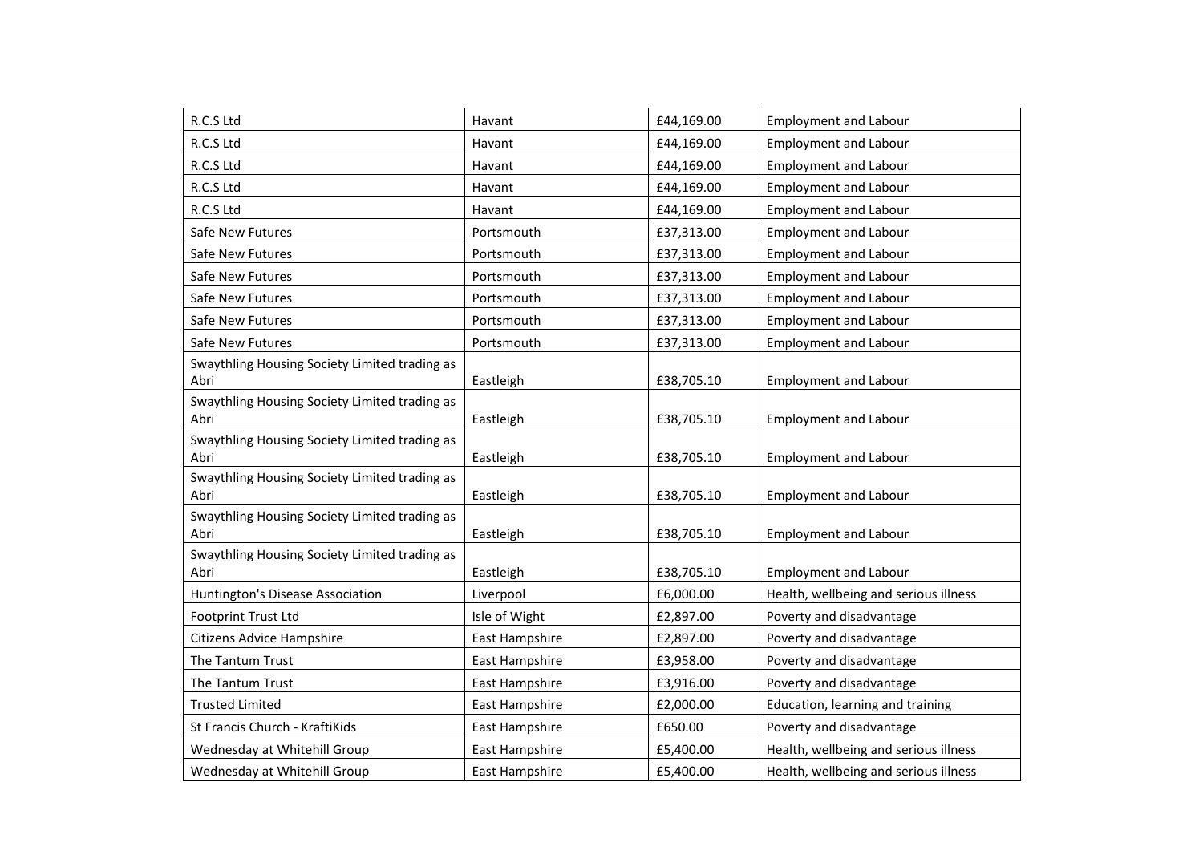| R.C.S Ltd | Havant | £44,169.00 | Employment and Labour |
|---|---|---|---|
| R.C.S Ltd | Havant | £44,169.00 | Employment and Labour |
| R.C.S Ltd | Havant | £44,169.00 | Employment and Labour |
| R.C.S Ltd | Havant | £44,169.00 | Employment and Labour |
| R.C.S Ltd | Havant | £44,169.00 | Employment and Labour |
| Safe New Futures | Portsmouth | £37,313.00 | Employment and Labour |
| Safe New Futures | Portsmouth | £37,313.00 | Employment and Labour |
| Safe New Futures | Portsmouth | £37,313.00 | Employment and Labour |
| Safe New Futures | Portsmouth | £37,313.00 | Employment and Labour |
| Safe New Futures | Portsmouth | £37,313.00 | Employment and Labour |
| Safe New Futures | Portsmouth | £37,313.00 | Employment and Labour |
| Swaythling Housing Society Limited trading as Abri | Eastleigh | £38,705.10 | Employment and Labour |
| Swaythling Housing Society Limited trading as Abri | Eastleigh | £38,705.10 | Employment and Labour |
| Swaythling Housing Society Limited trading as Abri | Eastleigh | £38,705.10 | Employment and Labour |
| Swaythling Housing Society Limited trading as Abri | Eastleigh | £38,705.10 | Employment and Labour |
| Swaythling Housing Society Limited trading as Abri | Eastleigh | £38,705.10 | Employment and Labour |
| Swaythling Housing Society Limited trading as Abri | Eastleigh | £38,705.10 | Employment and Labour |
| Huntington's Disease Association | Liverpool | £6,000.00 | Health, wellbeing and serious illness |
| Footprint Trust Ltd | Isle of Wight | £2,897.00 | Poverty and disadvantage |
| Citizens Advice Hampshire | East Hampshire | £2,897.00 | Poverty and disadvantage |
| The Tantum Trust | East Hampshire | £3,958.00 | Poverty and disadvantage |
| The Tantum Trust | East Hampshire | £3,916.00 | Poverty and disadvantage |
| Trusted Limited | East Hampshire | £2,000.00 | Education, learning and training |
| St Francis Church - KraftiKids | East Hampshire | £650.00 | Poverty and disadvantage |
| Wednesday at Whitehill Group | East Hampshire | £5,400.00 | Health, wellbeing and serious illness |
| Wednesday at Whitehill Group | East Hampshire | £5,400.00 | Health, wellbeing and serious illness |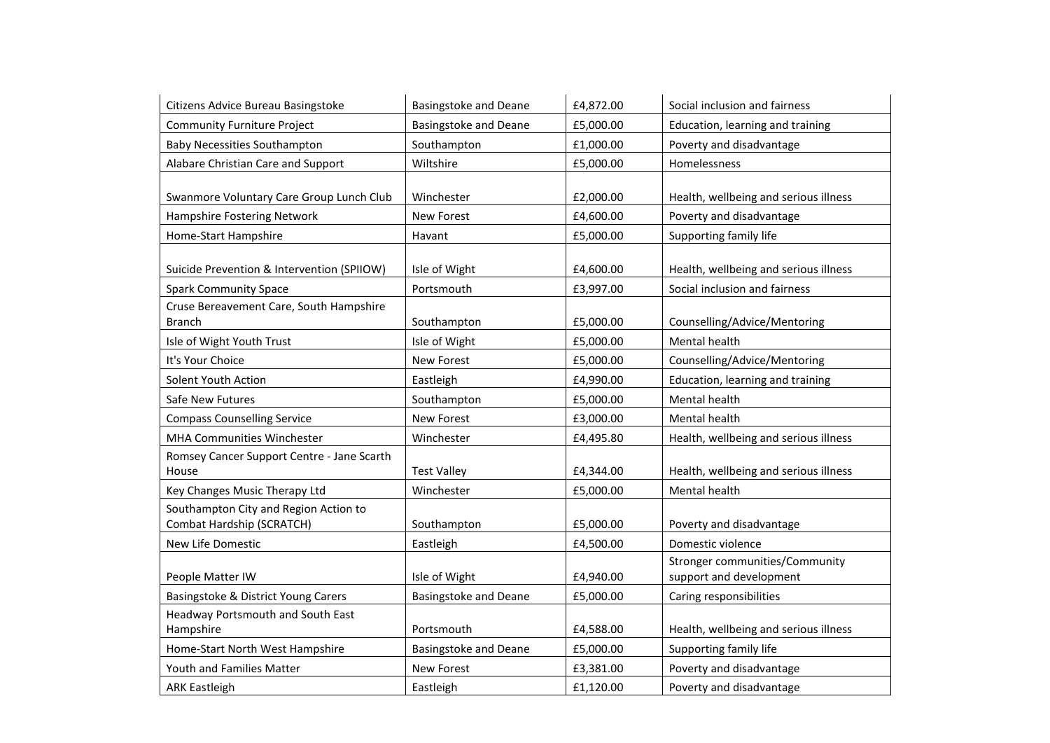| Citizens Advice Bureau Basingstoke | Basingstoke and Deane | £4,872.00 | Social inclusion and fairness |
| --- | --- | --- | --- |
| Community Furniture Project | Basingstoke and Deane | £5,000.00 | Education, learning and training |
| Baby Necessities Southampton | Southampton | £1,000.00 | Poverty and disadvantage |
| Alabare Christian Care and Support | Wiltshire | £5,000.00 | Homelessness |
| Swanmore Voluntary Care Group Lunch Club | Winchester | £2,000.00 | Health, wellbeing and serious illness |
| Hampshire Fostering Network | New Forest | £4,600.00 | Poverty and disadvantage |
| Home-Start Hampshire | Havant | £5,000.00 | Supporting family life |
| Suicide Prevention & Intervention (SPIIOW) | Isle of Wight | £4,600.00 | Health, wellbeing and serious illness |
| Spark Community Space | Portsmouth | £3,997.00 | Social inclusion and fairness |
| Cruse Bereavement Care, South Hampshire Branch | Southampton | £5,000.00 | Counselling/Advice/Mentoring |
| Isle of Wight Youth Trust | Isle of Wight | £5,000.00 | Mental health |
| It's Your Choice | New Forest | £5,000.00 | Counselling/Advice/Mentoring |
| Solent Youth Action | Eastleigh | £4,990.00 | Education, learning and training |
| Safe New Futures | Southampton | £5,000.00 | Mental health |
| Compass Counselling Service | New Forest | £3,000.00 | Mental health |
| MHA Communities Winchester | Winchester | £4,495.80 | Health, wellbeing and serious illness |
| Romsey Cancer Support Centre - Jane Scarth House | Test Valley | £4,344.00 | Health, wellbeing and serious illness |
| Key Changes Music Therapy Ltd | Winchester | £5,000.00 | Mental health |
| Southampton City and Region Action to Combat Hardship (SCRATCH) | Southampton | £5,000.00 | Poverty and disadvantage |
| New Life Domestic | Eastleigh | £4,500.00 | Domestic violence |
| People Matter IW | Isle of Wight | £4,940.00 | Stronger communities/Community support and development |
| Basingstoke & District Young Carers | Basingstoke and Deane | £5,000.00 | Caring responsibilities |
| Headway Portsmouth and South East Hampshire | Portsmouth | £4,588.00 | Health, wellbeing and serious illness |
| Home-Start North West Hampshire | Basingstoke and Deane | £5,000.00 | Supporting family life |
| Youth and Families Matter | New Forest | £3,381.00 | Poverty and disadvantage |
| ARK Eastleigh | Eastleigh | £1,120.00 | Poverty and disadvantage |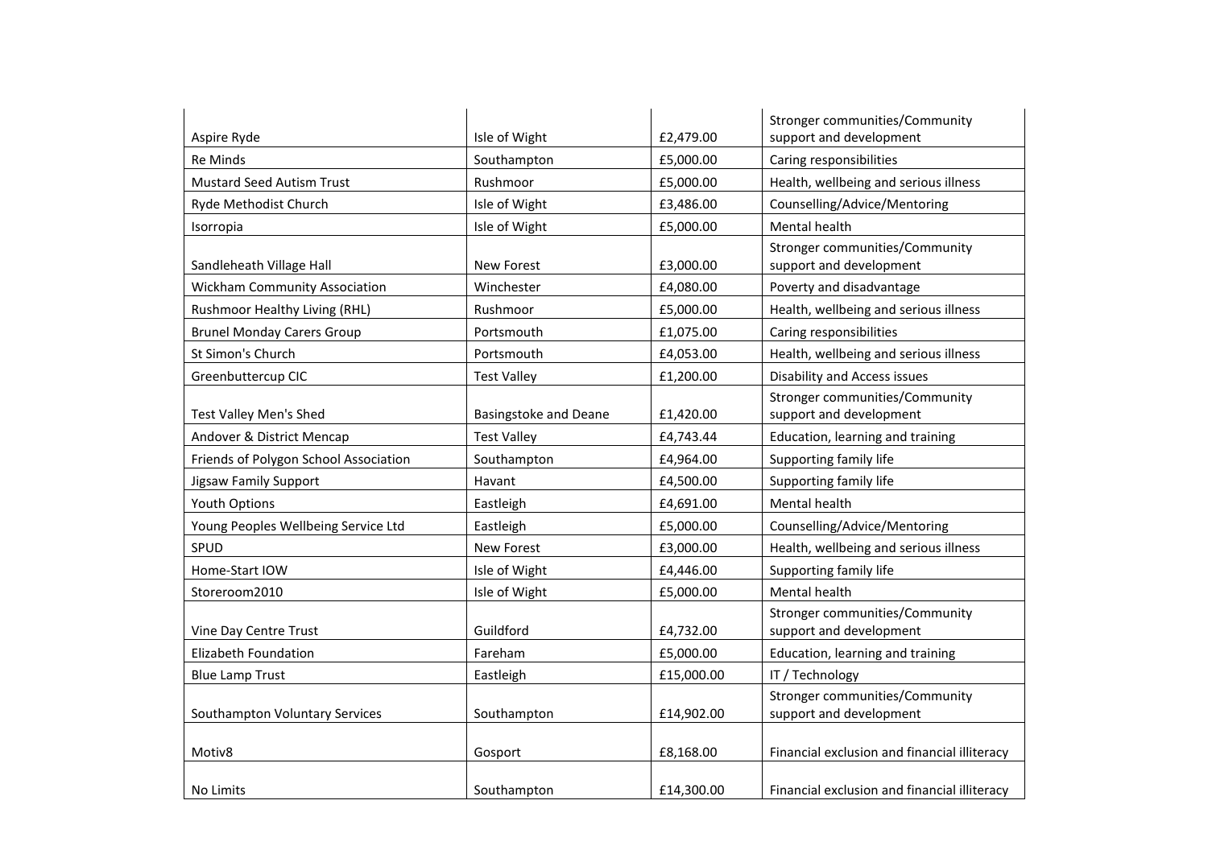| | | | |
|---|---|---|---|
| Aspire Ryde | Isle of Wight | £2,479.00 | Stronger communities/Community support and development |
| Re Minds | Southampton | £5,000.00 | Caring responsibilities |
| Mustard Seed Autism Trust | Rushmoor | £5,000.00 | Health, wellbeing and serious illness |
| Ryde Methodist Church | Isle of Wight | £3,486.00 | Counselling/Advice/Mentoring |
| Isorropia | Isle of Wight | £5,000.00 | Mental health |
| Sandleheath Village Hall | New Forest | £3,000.00 | Stronger communities/Community support and development |
| Wickham Community Association | Winchester | £4,080.00 | Poverty and disadvantage |
| Rushmoor Healthy Living (RHL) | Rushmoor | £5,000.00 | Health, wellbeing and serious illness |
| Brunel Monday Carers Group | Portsmouth | £1,075.00 | Caring responsibilities |
| St Simon's Church | Portsmouth | £4,053.00 | Health, wellbeing and serious illness |
| Greenbuttercup CIC | Test Valley | £1,200.00 | Disability and Access issues |
| Test Valley Men's Shed | Basingstoke and Deane | £1,420.00 | Stronger communities/Community support and development |
| Andover & District Mencap | Test Valley | £4,743.44 | Education, learning and training |
| Friends of Polygon School Association | Southampton | £4,964.00 | Supporting family life |
| Jigsaw Family Support | Havant | £4,500.00 | Supporting family life |
| Youth Options | Eastleigh | £4,691.00 | Mental health |
| Young Peoples Wellbeing Service Ltd | Eastleigh | £5,000.00 | Counselling/Advice/Mentoring |
| SPUD | New Forest | £3,000.00 | Health, wellbeing and serious illness |
| Home-Start IOW | Isle of Wight | £4,446.00 | Supporting family life |
| Storeroom2010 | Isle of Wight | £5,000.00 | Mental health |
| Vine Day Centre Trust | Guildford | £4,732.00 | Stronger communities/Community support and development |
| Elizabeth Foundation | Fareham | £5,000.00 | Education, learning and training |
| Blue Lamp Trust | Eastleigh | £15,000.00 | IT / Technology |
| Southampton Voluntary Services | Southampton | £14,902.00 | Stronger communities/Community support and development |
| Motiv8 | Gosport | £8,168.00 | Financial exclusion and financial illiteracy |
| No Limits | Southampton | £14,300.00 | Financial exclusion and financial illiteracy |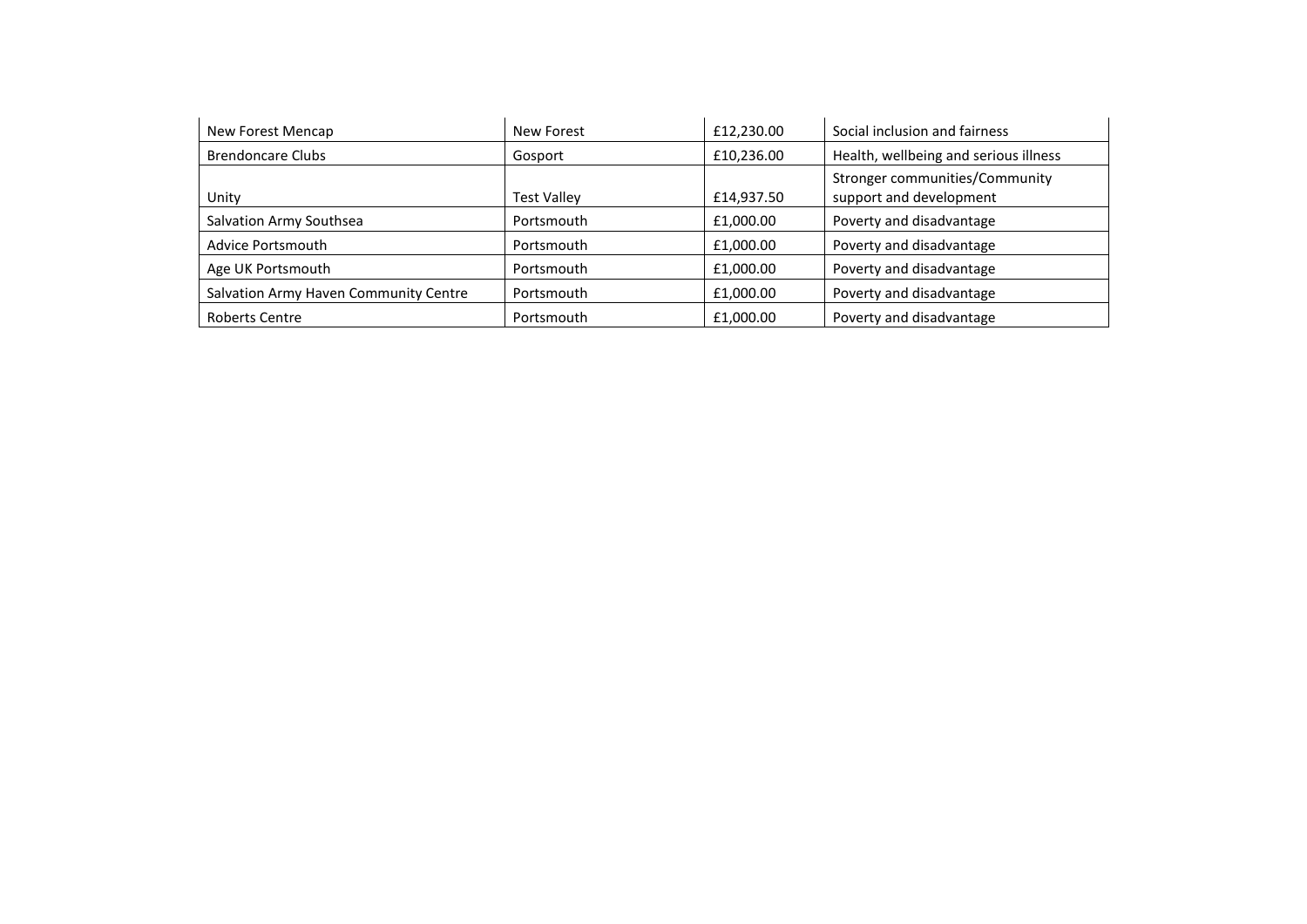| | | | |
|---|---|---|---|
| New Forest Mencap | New Forest | £12,230.00 | Social inclusion and fairness |
| Brendoncare Clubs | Gosport | £10,236.00 | Health, wellbeing and serious illness |
| Unity | Test Valley | £14,937.50 | Stronger communities/Community support and development |
| Salvation Army Southsea | Portsmouth | £1,000.00 | Poverty and disadvantage |
| Advice Portsmouth | Portsmouth | £1,000.00 | Poverty and disadvantage |
| Age UK Portsmouth | Portsmouth | £1,000.00 | Poverty and disadvantage |
| Salvation Army Haven Community Centre | Portsmouth | £1,000.00 | Poverty and disadvantage |
| Roberts Centre | Portsmouth | £1,000.00 | Poverty and disadvantage |